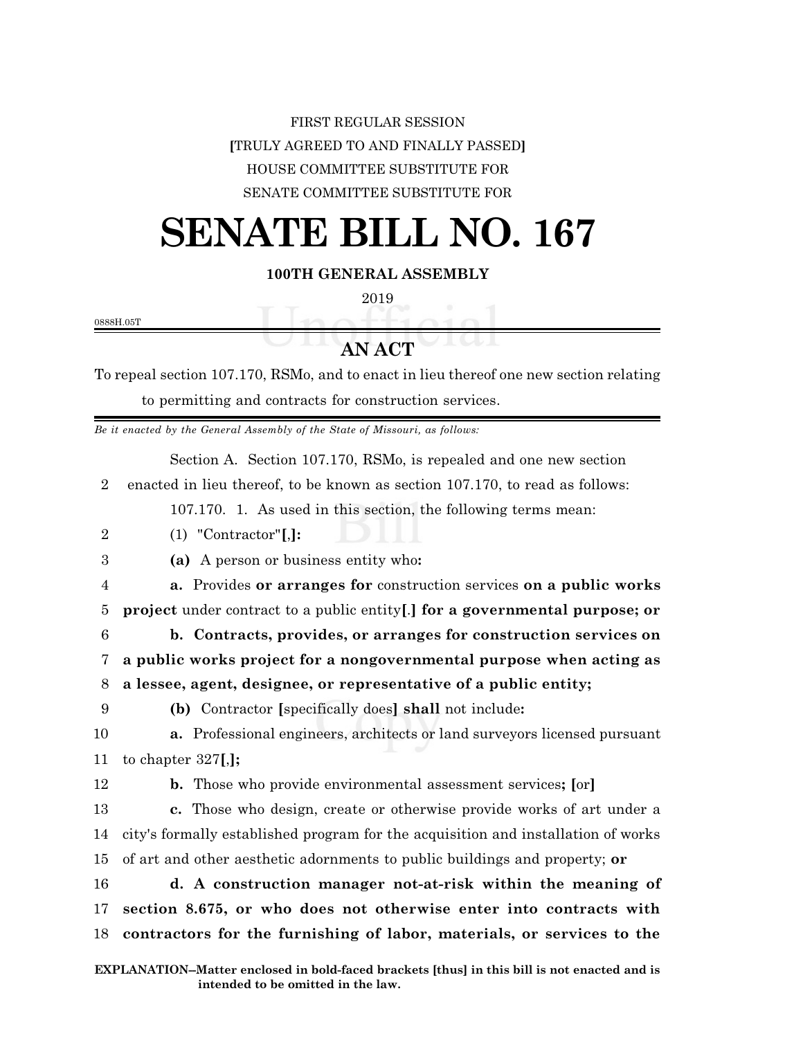FIRST REGULAR SESSION

[TRULY AGREED TO AND FINALLY PASSED]

HOUSE COMMITTEE SUBSTITUTE FOR

SENATE COMMITTEE SUBSTITUTE FOR

# SENATE BILL NO. 167

**100TH GENERAL ASSEMBLY**

2019

0888H.05T

## AN ACT

To repeal section 107.170, RSMo, and to enact in lieu thereof one new section relating to permitting and contracts for construction services.

*Be it enacted by the General Assembly of the State of Missouri, as follows:*

Section A. Section 107.170, RSMo, is repealed and one new section enacted in lieu thereof, to be known as section 107.170, to read as follows:

107.170. 1. As used in this section, the following terms mean:

(1) "Contractor"**[**,**]:**

**(a)** A person or business entity who**:**

**a.** Provides **or arranges for** construction services **on a public works project** under contract to a public entity**[**.**] for a governmental purpose; or**

**b. Contracts, provides, or arranges for construction services on a public works project for a nongovernmental purpose when acting as a lessee, agent, designee, or representative of a public entity;**

**(b)** Contractor **[**specifically does**] shall** not include**:**

**a.** Professional engineers, architects or land surveyors licensed pursuant to chapter 327**[**,**];**

**b.** Those who provide environmental assessment services**; [**or**]**

**c.** Those who design, create or otherwise provide works of art under a city's formally established program for the acquisition and installation of works of art and other aesthetic adornments to public buildings and property; **or**

**d. A construction manager not-at-risk within the meaning of section 8.675, or who does not otherwise enter into contracts with contractors for the furnishing of labor, materials, or services to the**

**EXPLANATION–Matter enclosed in bold-faced brackets [thus] in this bill is not enacted and is intended to be omitted in the law.**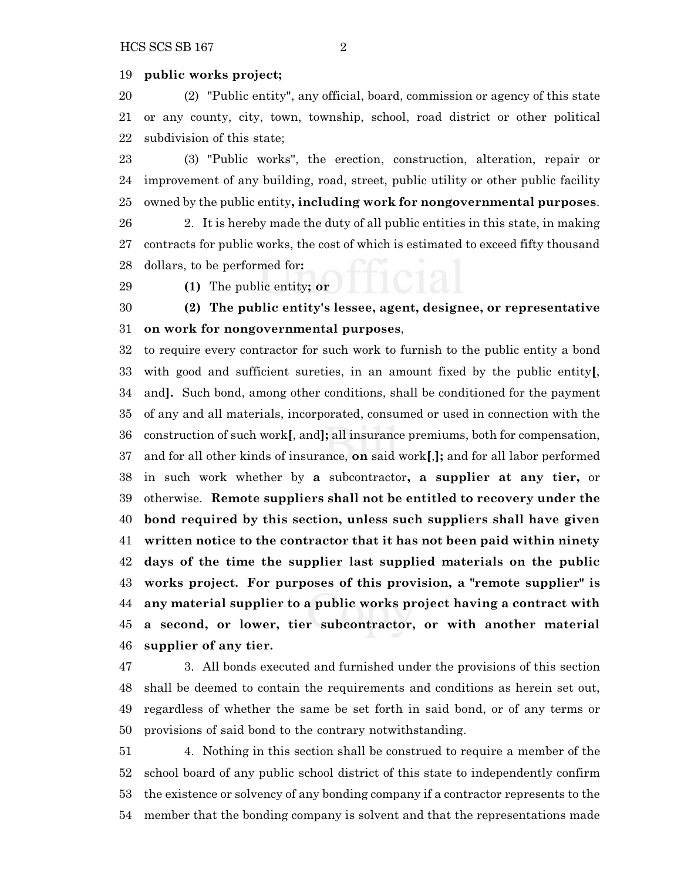19 **public works project;**

20 (2) "Public entity", any official, board, commission or agency of this state 21 or any county, city, town, township, school, road district or other political 22 subdivision of this state;

23 (3) "Public works", the erection, construction, alteration, repair or 24 improvement of any building, road, street, public utility or other public facility 25 owned by the public entity**, including work for nongovernmental purposes**.

26 2. It is hereby made the duty of all public entities in this state, in making 27 contracts for public works, the cost of which is estimated to exceed fifty thousand 28 dollars, to be performed for**:**

29 **(1)** The public entity**; or**

30 **(2) The public entity's lessee, agent, designee, or representative** 31 **on work for nongovernmental purposes**,

32 to require every contractor for such work to furnish to the public entity a bond 33 with good and sufficient sureties, in an amount fixed by the public entity**[**, 34 and**].** Such bond, among other conditions, shall be conditioned for the payment 35 of any and all materials, incorporated, consumed or used in connection with the 36 construction of such work**[**, and**];** all insurance premiums, both for compensation, 37 and for all other kinds of insurance, **on** said work**[**,**];** and for all labor performed 38 in such work whether by **a** subcontractor**, a supplier at any tier,** or 39 otherwise. **Remote suppliers shall not be entitled to recovery under the** 40 **bond required by this section, unless such suppliers shall have given** 41 **written notice to the contractor that it has not been paid within ninety** 42 **days of the time the supplier last supplied materials on the public** 43 **works project. For purposes of this provision, a "remote supplier" is** 44 **any material supplier to a public works project having a contract with** 45 **a second, or lower, tier subcontractor, or with another material** 46 **supplier of any tier.**

47 3. All bonds executed and furnished under the provisions of this section 48 shall be deemed to contain the requirements and conditions as herein set out, 49 regardless of whether the same be set forth in said bond, or of any terms or 50 provisions of said bond to the contrary notwithstanding.

51 4. Nothing in this section shall be construed to require a member of the 52 school board of any public school district of this state to independently confirm 53 the existence or solvency of any bonding company if a contractor represents to the 54 member that the bonding company is solvent and that the representations made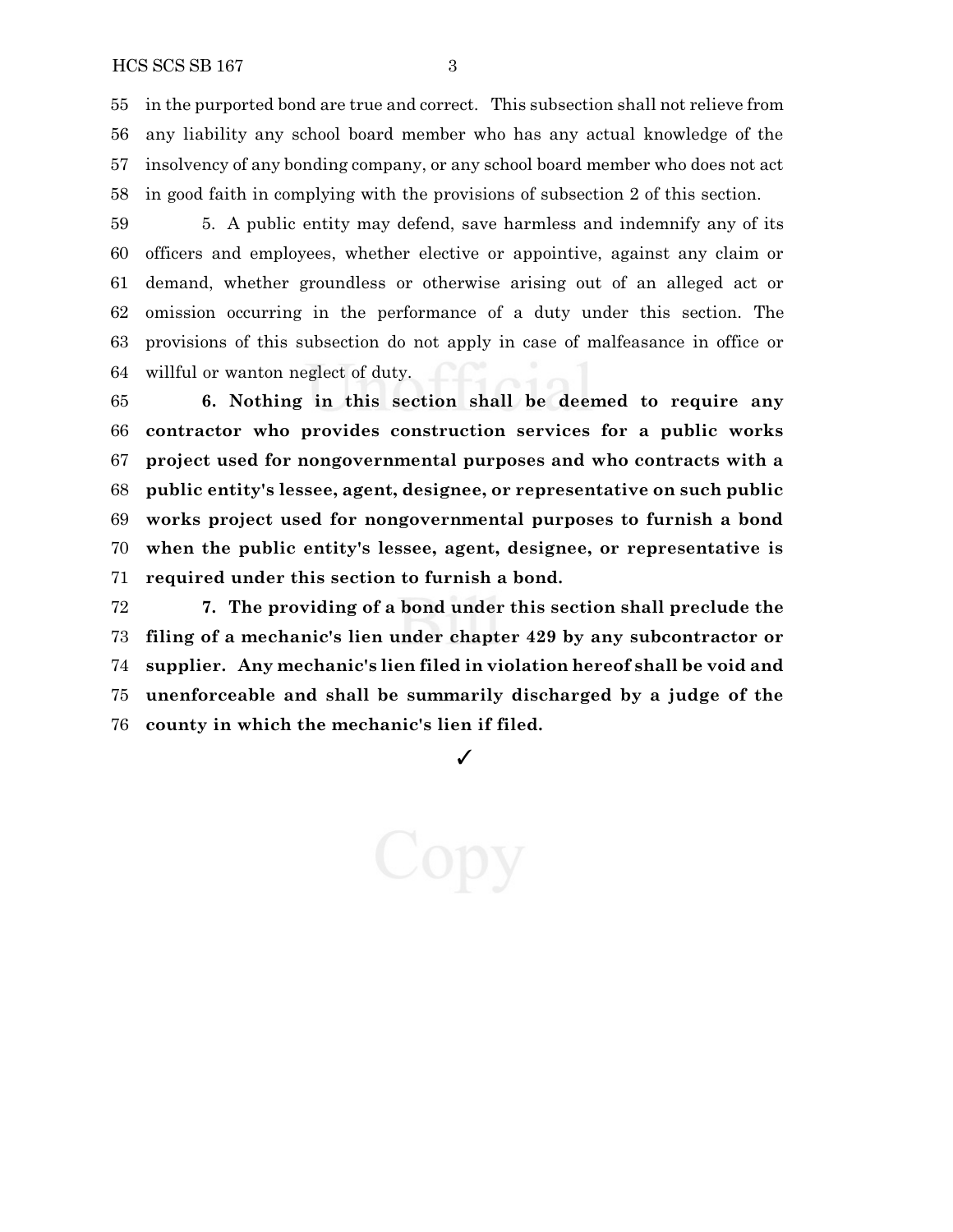in the purported bond are true and correct. This subsection shall not relieve from any liability any school board member who has any actual knowledge of the insolvency of any bonding company, or any school board member who does not act in good faith in complying with the provisions of subsection 2 of this section.

5. A public entity may defend, save harmless and indemnify any of its officers and employees, whether elective or appointive, against any claim or demand, whether groundless or otherwise arising out of an alleged act or omission occurring in the performance of a duty under this section. The provisions of this subsection do not apply in case of malfeasance in office or willful or wanton neglect of duty.

**6. Nothing in this section shall be deemed to require any contractor who provides construction services for a public works project used for nongovernmental purposes and who contracts with a public entity's lessee, agent, designee, or representative on such public works project used for nongovernmental purposes to furnish a bond when the public entity's lessee, agent, designee, or representative is required under this section to furnish a bond.**

**7. The providing of a bond under this section shall preclude the filing of a mechanic's lien under chapter 429 by any subcontractor or supplier. Any mechanic's lien filed in violation hereof shall be void and unenforceable and shall be summarily discharged by a judge of the county in which the mechanic's lien if filed.**

✓